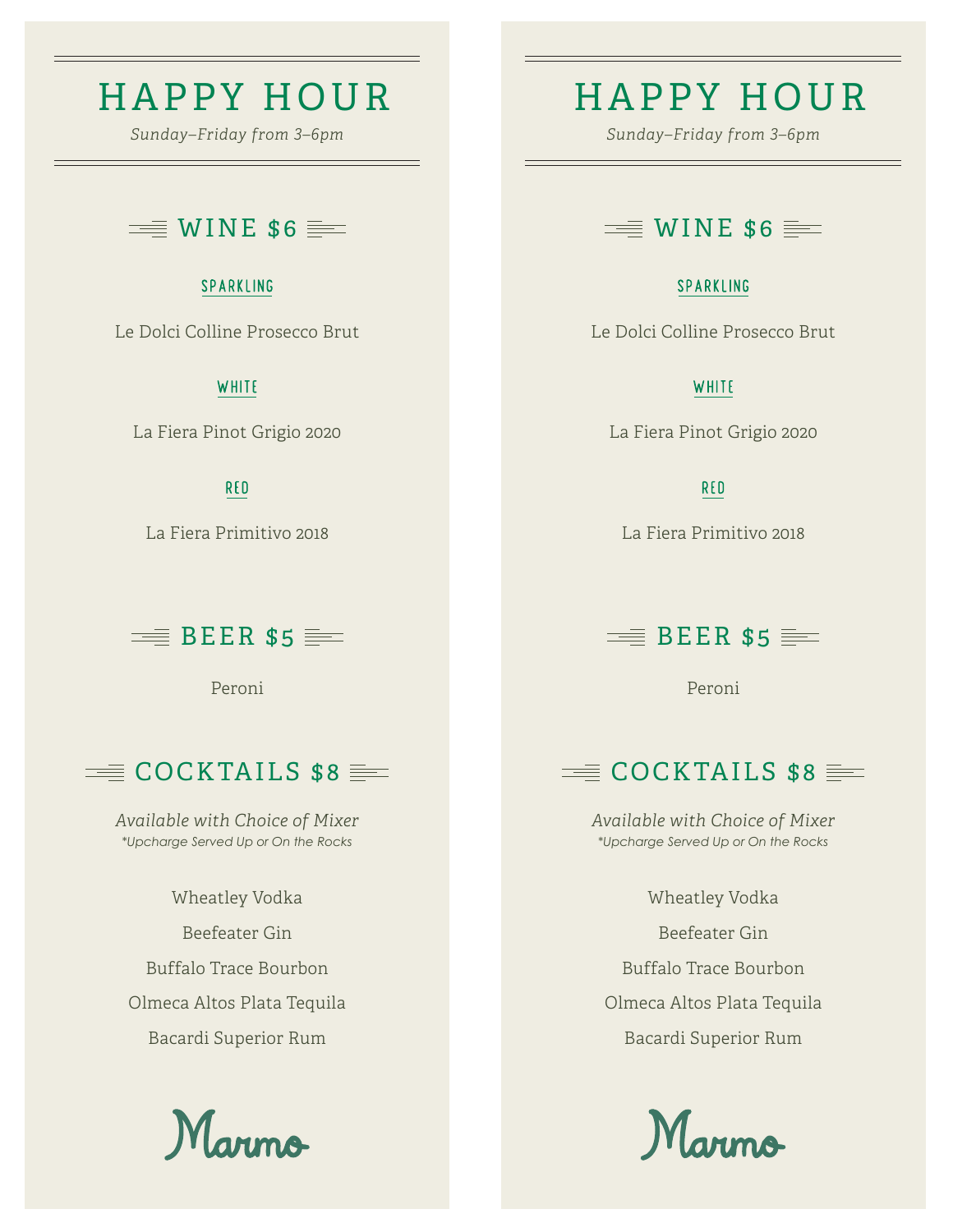# HAPPY HOUR

*Sunday–Friday from 3–6pm*

## WINE $6

### SPARKLING

Le Dolci Colline Prosecco Brut

### WHITE

La Fiera Pinot Grigio 2020

### RED

La Fiera Primitivo 2018

## BEER $5

Peroni

## COCKTAILS $8

*Available with Choice of Mixer*

*\*Upcharge Served Up or On the Rocks*

Wheatley Vodka

Beefeater Gin

Buffalo Trace Bourbon

Olmeca Altos Plata Tequila

Bacardi Superior Rum

Marmo

# HAPPY HOUR

*Sunday–Friday from 3–6pm*

## WINE $6

### SPARKLING

Le Dolci Colline Prosecco Brut

### WHITE

La Fiera Pinot Grigio 2020

### RED

La Fiera Primitivo 2018

## BEER $5

Peroni

## COCKTAILS $8

*Available with Choice of Mixer*

*\*Upcharge Served Up or On the Rocks*

Wheatley Vodka

Beefeater Gin

Buffalo Trace Bourbon

Olmeca Altos Plata Tequila

Bacardi Superior Rum

Marmo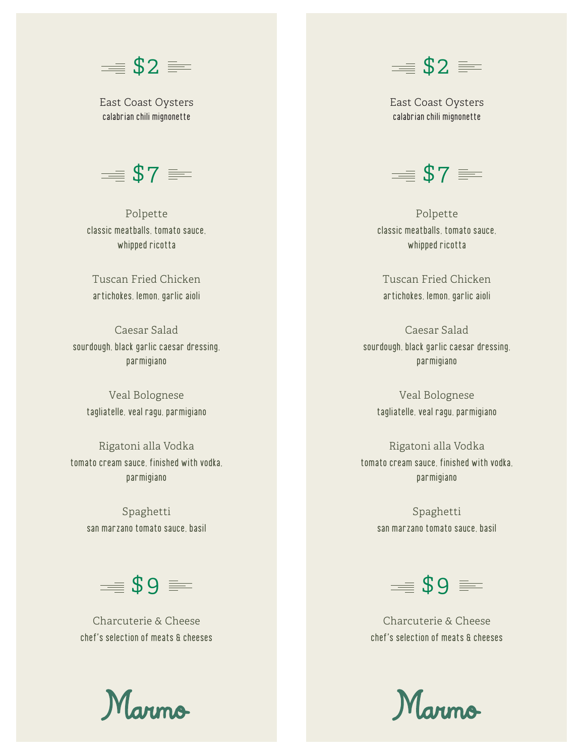## $2

East Coast Oysters
calabrian chili mignonette

## $7

Polpette
classic meatballs, tomato sauce, whipped ricotta

Tuscan Fried Chicken
artichokes, lemon, garlic aioli

Caesar Salad
sourdough, black garlic caesar dressing, parmigiano

Veal Bolognese
tagliatelle, veal ragu, parmigiano

Rigatoni alla Vodka
tomato cream sauce, finished with vodka, parmigiano

Spaghetti
san marzano tomato sauce, basil

## $9

Charcuterie & Cheese
chef's selection of meats & cheeses

Marmo

## $2

East Coast Oysters
calabrian chili mignonette

## $7

Polpette
classic meatballs, tomato sauce, whipped ricotta

Tuscan Fried Chicken
artichokes, lemon, garlic aioli

Caesar Salad
sourdough, black garlic caesar dressing, parmigiano

Veal Bolognese
tagliatelle, veal ragu, parmigiano

Rigatoni alla Vodka
tomato cream sauce, finished with vodka, parmigiano

Spaghetti
san marzano tomato sauce, basil

## $9

Charcuterie & Cheese
chef's selection of meats & cheeses

Marmo